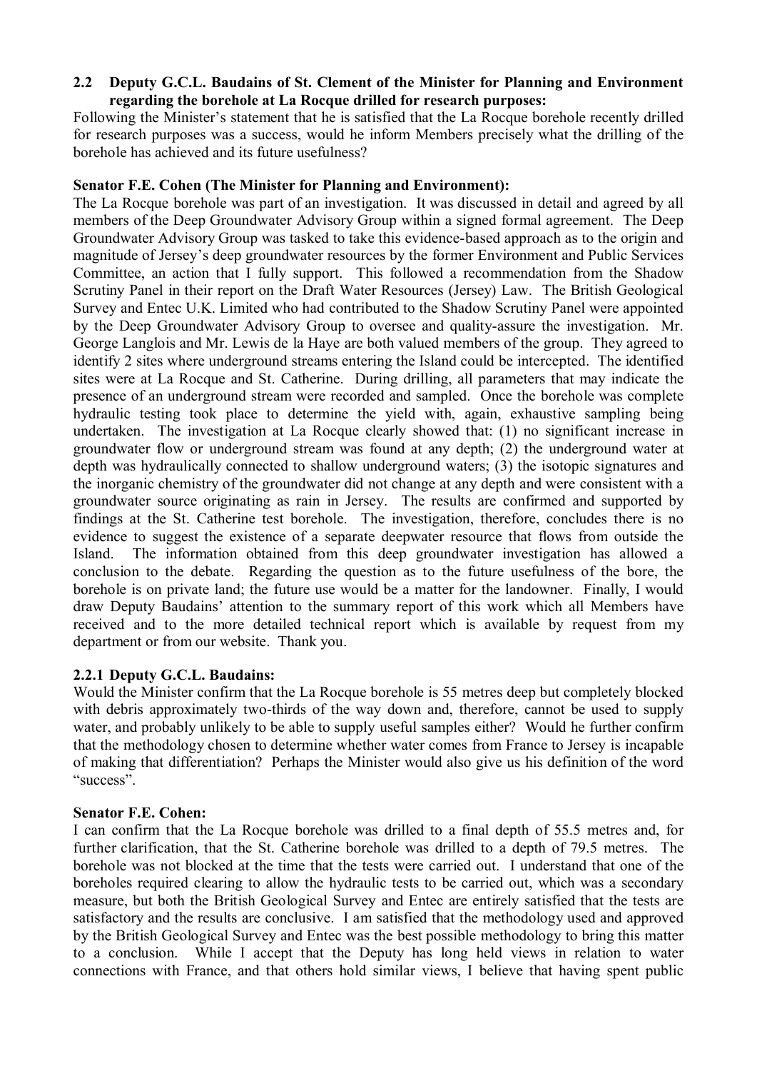### 2.2 Deputy G.C.L. Baudains of St. Clement of the Minister for Planning and Environment regarding the borehole at La Rocque drilled for research purposes:

Following the Minister's statement that he is satisfied that the La Rocque borehole recently drilled for research purposes was a success, would he inform Members precisely what the drilling of the borehole has achieved and its future usefulness?

**Senator F.E. Cohen (The Minister for Planning and Environment):**

The La Rocque borehole was part of an investigation. It was discussed in detail and agreed by all members of the Deep Groundwater Advisory Group within a signed formal agreement. The Deep Groundwater Advisory Group was tasked to take this evidence-based approach as to the origin and magnitude of Jersey's deep groundwater resources by the former Environment and Public Services Committee, an action that I fully support. This followed a recommendation from the Shadow Scrutiny Panel in their report on the Draft Water Resources (Jersey) Law. The British Geological Survey and Entec U.K. Limited who had contributed to the Shadow Scrutiny Panel were appointed by the Deep Groundwater Advisory Group to oversee and quality-assure the investigation. Mr. George Langlois and Mr. Lewis de la Haye are both valued members of the group. They agreed to identify 2 sites where underground streams entering the Island could be intercepted. The identified sites were at La Rocque and St. Catherine. During drilling, all parameters that may indicate the presence of an underground stream were recorded and sampled. Once the borehole was complete hydraulic testing took place to determine the yield with, again, exhaustive sampling being undertaken. The investigation at La Rocque clearly showed that: (1) no significant increase in groundwater flow or underground stream was found at any depth; (2) the underground water at depth was hydraulically connected to shallow underground waters; (3) the isotopic signatures and the inorganic chemistry of the groundwater did not change at any depth and were consistent with a groundwater source originating as rain in Jersey. The results are confirmed and supported by findings at the St. Catherine test borehole. The investigation, therefore, concludes there is no evidence to suggest the existence of a separate deepwater resource that flows from outside the Island. The information obtained from this deep groundwater investigation has allowed a conclusion to the debate. Regarding the question as to the future usefulness of the bore, the borehole is on private land; the future use would be a matter for the landowner. Finally, I would draw Deputy Baudains' attention to the summary report of this work which all Members have received and to the more detailed technical report which is available by request from my department or from our website. Thank you.

#### 2.2.1 Deputy G.C.L. Baudains:

Would the Minister confirm that the La Rocque borehole is 55 metres deep but completely blocked with debris approximately two-thirds of the way down and, therefore, cannot be used to supply water, and probably unlikely to be able to supply useful samples either? Would he further confirm that the methodology chosen to determine whether water comes from France to Jersey is incapable of making that differentiation? Perhaps the Minister would also give us his definition of the word "success".

**Senator F.E. Cohen:**

I can confirm that the La Rocque borehole was drilled to a final depth of 55.5 metres and, for further clarification, that the St. Catherine borehole was drilled to a depth of 79.5 metres. The borehole was not blocked at the time that the tests were carried out. I understand that one of the boreholes required clearing to allow the hydraulic tests to be carried out, which was a secondary measure, but both the British Geological Survey and Entec are entirely satisfied that the tests are satisfactory and the results are conclusive. I am satisfied that the methodology used and approved by the British Geological Survey and Entec was the best possible methodology to bring this matter to a conclusion. While I accept that the Deputy has long held views in relation to water connections with France, and that others hold similar views, I believe that having spent public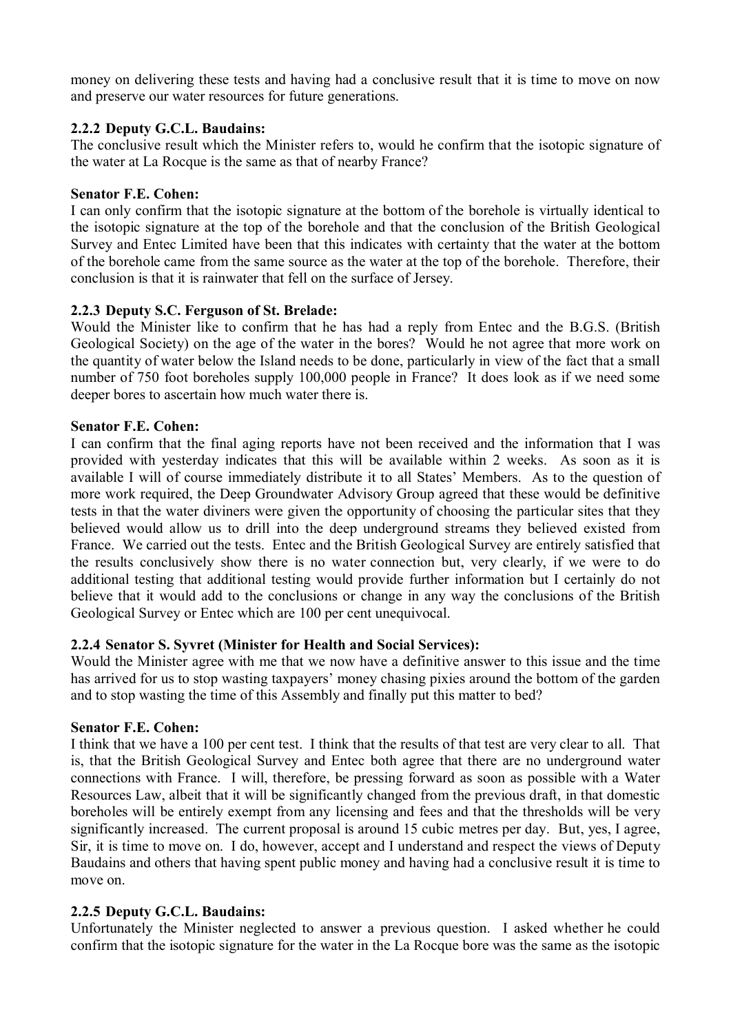money on delivering these tests and having had a conclusive result that it is time to move on now and preserve our water resources for future generations.

**2.2.2 Deputy G.C.L. Baudains:**

The conclusive result which the Minister refers to, would he confirm that the isotopic signature of the water at La Rocque is the same as that of nearby France?

**Senator F.E. Cohen:**

I can only confirm that the isotopic signature at the bottom of the borehole is virtually identical to the isotopic signature at the top of the borehole and that the conclusion of the British Geological Survey and Entec Limited have been that this indicates with certainty that the water at the bottom of the borehole came from the same source as the water at the top of the borehole. Therefore, their conclusion is that it is rainwater that fell on the surface of Jersey.

**2.2.3 Deputy S.C. Ferguson of St. Brelade:**

Would the Minister like to confirm that he has had a reply from Entec and the B.G.S. (British Geological Society) on the age of the water in the bores? Would he not agree that more work on the quantity of water below the Island needs to be done, particularly in view of the fact that a small number of 750 foot boreholes supply 100,000 people in France? It does look as if we need some deeper bores to ascertain how much water there is.

**Senator F.E. Cohen:**

I can confirm that the final aging reports have not been received and the information that I was provided with yesterday indicates that this will be available within 2 weeks. As soon as it is available I will of course immediately distribute it to all States' Members. As to the question of more work required, the Deep Groundwater Advisory Group agreed that these would be definitive tests in that the water diviners were given the opportunity of choosing the particular sites that they believed would allow us to drill into the deep underground streams they believed existed from France. We carried out the tests. Entec and the British Geological Survey are entirely satisfied that the results conclusively show there is no water connection but, very clearly, if we were to do additional testing that additional testing would provide further information but I certainly do not believe that it would add to the conclusions or change in any way the conclusions of the British Geological Survey or Entec which are 100 per cent unequivocal.

**2.2.4 Senator S. Syvret (Minister for Health and Social Services):**

Would the Minister agree with me that we now have a definitive answer to this issue and the time has arrived for us to stop wasting taxpayers' money chasing pixies around the bottom of the garden and to stop wasting the time of this Assembly and finally put this matter to bed?

**Senator F.E. Cohen:**

I think that we have a 100 per cent test. I think that the results of that test are very clear to all. That is, that the British Geological Survey and Entec both agree that there are no underground water connections with France. I will, therefore, be pressing forward as soon as possible with a Water Resources Law, albeit that it will be significantly changed from the previous draft, in that domestic boreholes will be entirely exempt from any licensing and fees and that the thresholds will be very significantly increased. The current proposal is around 15 cubic metres per day. But, yes, I agree, Sir, it is time to move on. I do, however, accept and I understand and respect the views of Deputy Baudains and others that having spent public money and having had a conclusive result it is time to move on.

**2.2.5 Deputy G.C.L. Baudains:**

Unfortunately the Minister neglected to answer a previous question. I asked whether he could confirm that the isotopic signature for the water in the La Rocque bore was the same as the isotopic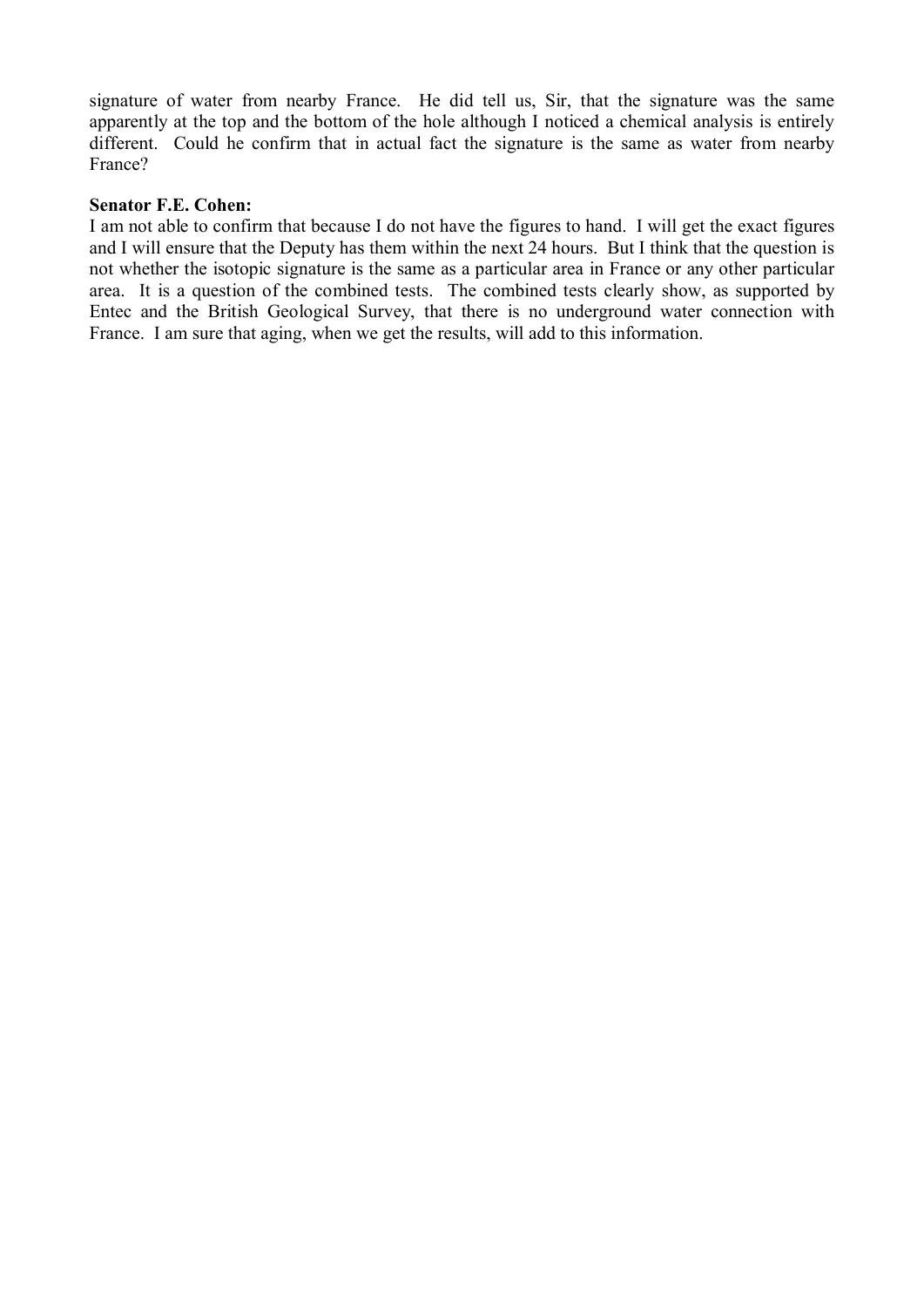signature of water from nearby France. He did tell us, Sir, that the signature was the same apparently at the top and the bottom of the hole although I noticed a chemical analysis is entirely different. Could he confirm that in actual fact the signature is the same as water from nearby France?

**Senator F.E. Cohen:**

I am not able to confirm that because I do not have the figures to hand. I will get the exact figures and I will ensure that the Deputy has them within the next 24 hours. But I think that the question is not whether the isotopic signature is the same as a particular area in France or any other particular area. It is a question of the combined tests. The combined tests clearly show, as supported by Entec and the British Geological Survey, that there is no underground water connection with France. I am sure that aging, when we get the results, will add to this information.